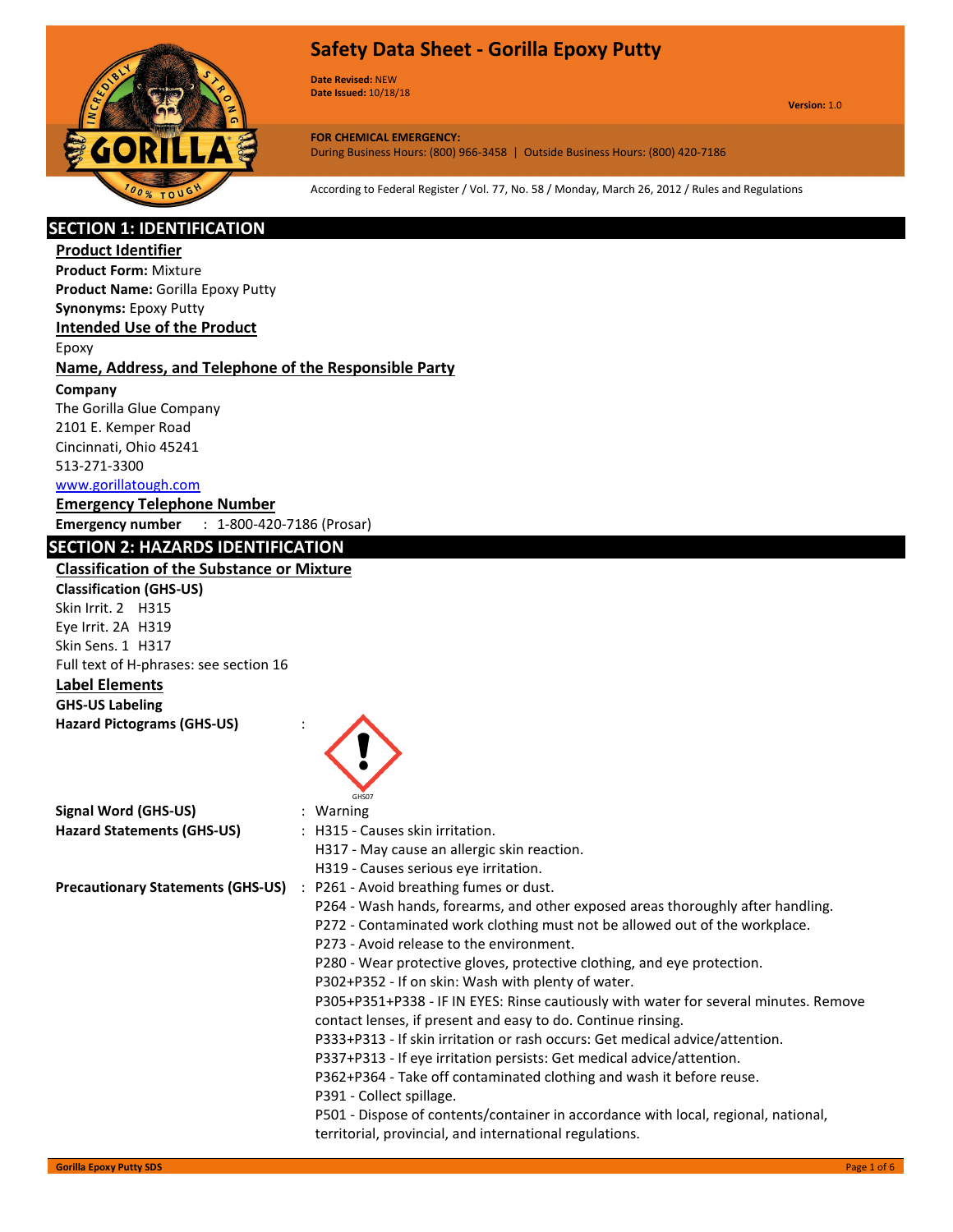# Safety Data Sheet - Gorilla Epoxy Putty

**Date Revised:** NEW
**Date Issued:** 10/18/18

**Version:** 1.0

**FOR CHEMICAL EMERGENCY:**
During Business Hours: (800) 966-3458 | Outside Business Hours: (800) 420-7186

According to Federal Register / Vol. 77, No. 58 / Monday, March 26, 2012 / Rules and Regulations

## SECTION 1: IDENTIFICATION

### Product Identifier

**Product Form:** Mixture
**Product Name:** Gorilla Epoxy Putty
**Synonyms:** Epoxy Putty

### Intended Use of the Product

Epoxy

### Name, Address, and Telephone of the Responsible Party

**Company**
The Gorilla Glue Company
2101 E. Kemper Road
Cincinnati, Ohio 45241
513-271-3300
www.gorillatough.com

### Emergency Telephone Number

**Emergency number** : 1-800-420-7186 (Prosar)

## SECTION 2: HAZARDS IDENTIFICATION

### Classification of the Substance or Mixture

**Classification (GHS-US)**
Skin Irrit. 2 H315
Eye Irrit. 2A H319
Skin Sens. 1 H317
Full text of H-phrases: see section 16

### Label Elements

**GHS-US Labeling**

**Hazard Pictograms (GHS-US)** : GHS07

**Signal Word (GHS-US)** : Warning

**Hazard Statements (GHS-US)** : H315 - Causes skin irritation.
H317 - May cause an allergic skin reaction.
H319 - Causes serious eye irritation.

**Precautionary Statements (GHS-US)** : P261 - Avoid breathing fumes or dust.
P264 - Wash hands, forearms, and other exposed areas thoroughly after handling.
P272 - Contaminated work clothing must not be allowed out of the workplace.
P273 - Avoid release to the environment.
P280 - Wear protective gloves, protective clothing, and eye protection.
P302+P352 - If on skin: Wash with plenty of water.
P305+P351+P338 - IF IN EYES: Rinse cautiously with water for several minutes. Remove contact lenses, if present and easy to do. Continue rinsing.
P333+P313 - If skin irritation or rash occurs: Get medical advice/attention.
P337+P313 - If eye irritation persists: Get medical advice/attention.
P362+P364 - Take off contaminated clothing and wash it before reuse.
P391 - Collect spillage.
P501 - Dispose of contents/container in accordance with local, regional, national, territorial, provincial, and international regulations.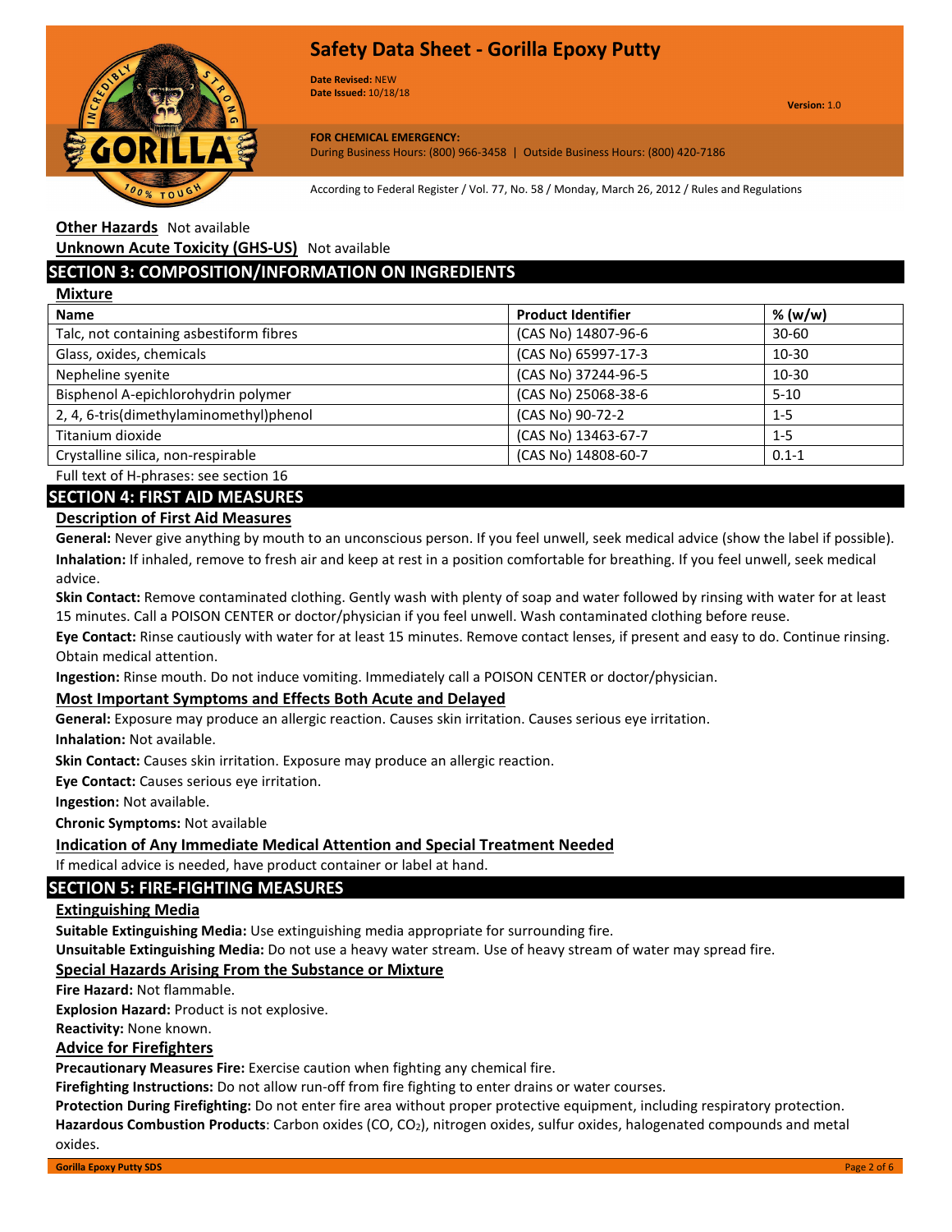**Other Hazards** Not available

**Unknown Acute Toxicity (GHS-US)** Not available

## SECTION 3: COMPOSITION/INFORMATION ON INGREDIENTS

**Mixture**

| Name | Product Identifier | % (w/w) |
|---|---|---|
| Talc, not containing asbestiform fibres | (CAS No) 14807-96-6 | 30-60 |
| Glass, oxides, chemicals | (CAS No) 65997-17-3 | 10-30 |
| Nepheline syenite | (CAS No) 37244-96-5 | 10-30 |
| Bisphenol A-epichlorohydrin polymer | (CAS No) 25068-38-6 | 5-10 |
| 2, 4, 6-tris(dimethylaminomethyl)phenol | (CAS No) 90-72-2 | 1-5 |
| Titanium dioxide | (CAS No) 13463-67-7 | 1-5 |
| Crystalline silica, non-respirable | (CAS No) 14808-60-7 | 0.1-1 |

Full text of H-phrases: see section 16

## SECTION 4: FIRST AID MEASURES

**Description of First Aid Measures**

**General:** Never give anything by mouth to an unconscious person. If you feel unwell, seek medical advice (show the label if possible).

**Inhalation:** If inhaled, remove to fresh air and keep at rest in a position comfortable for breathing. If you feel unwell, seek medical advice.

**Skin Contact:** Remove contaminated clothing. Gently wash with plenty of soap and water followed by rinsing with water for at least 15 minutes. Call a POISON CENTER or doctor/physician if you feel unwell. Wash contaminated clothing before reuse.

**Eye Contact:** Rinse cautiously with water for at least 15 minutes. Remove contact lenses, if present and easy to do. Continue rinsing. Obtain medical attention.

**Ingestion:** Rinse mouth. Do not induce vomiting. Immediately call a POISON CENTER or doctor/physician.

**Most Important Symptoms and Effects Both Acute and Delayed**

**General:** Exposure may produce an allergic reaction. Causes skin irritation. Causes serious eye irritation.

**Inhalation:** Not available.

**Skin Contact:** Causes skin irritation. Exposure may produce an allergic reaction.

**Eye Contact:** Causes serious eye irritation.

**Ingestion:** Not available.

**Chronic Symptoms:** Not available

**Indication of Any Immediate Medical Attention and Special Treatment Needed**

If medical advice is needed, have product container or label at hand.

## SECTION 5: FIRE-FIGHTING MEASURES

**Extinguishing Media**

**Suitable Extinguishing Media:** Use extinguishing media appropriate for surrounding fire.

**Unsuitable Extinguishing Media:** Do not use a heavy water stream. Use of heavy stream of water may spread fire.

**Special Hazards Arising From the Substance or Mixture**

**Fire Hazard:** Not flammable.

**Explosion Hazard:** Product is not explosive.

**Reactivity:** None known.

**Advice for Firefighters**

**Precautionary Measures Fire:** Exercise caution when fighting any chemical fire.

**Firefighting Instructions:** Do not allow run-off from fire fighting to enter drains or water courses.

**Protection During Firefighting:** Do not enter fire area without proper protective equipment, including respiratory protection.

**Hazardous Combustion Products**: Carbon oxides ($CO$, $CO_2$), nitrogen oxides, sulfur oxides, halogenated compounds and metal oxides.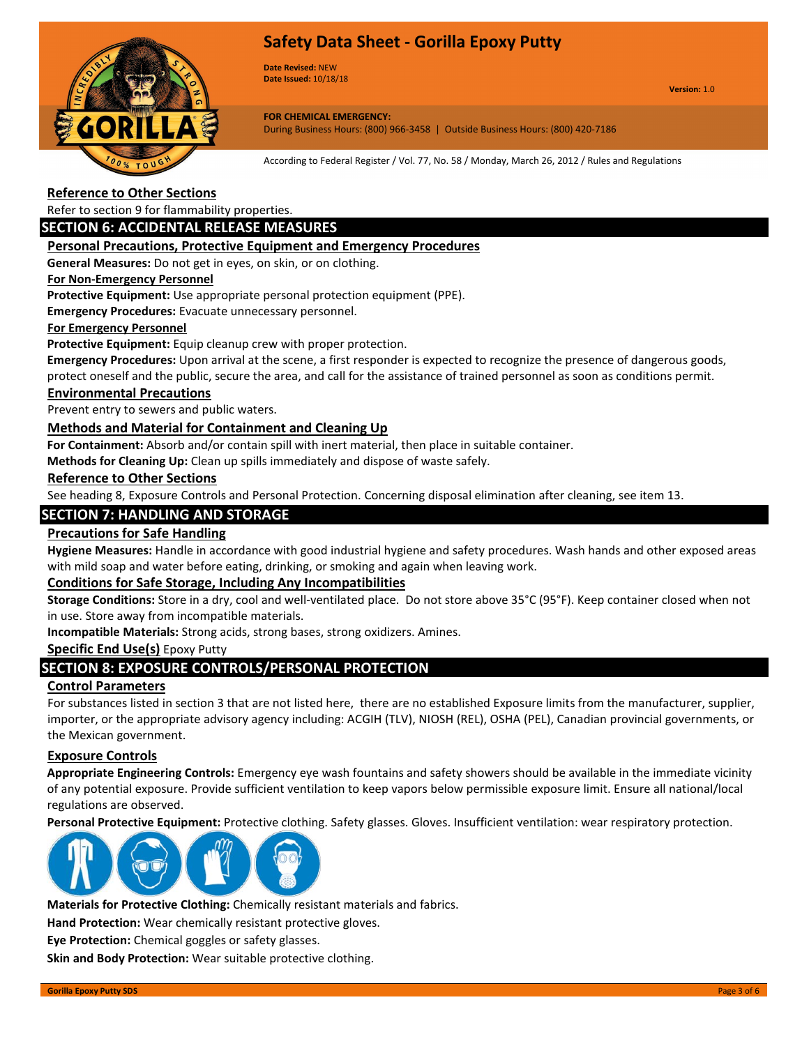### Reference to Other Sections

Refer to section 9 for flammability properties.

## SECTION 6: ACCIDENTAL RELEASE MEASURES

### Personal Precautions, Protective Equipment and Emergency Procedures

**General Measures:** Do not get in eyes, on skin, or on clothing.

#### For Non-Emergency Personnel

**Protective Equipment:** Use appropriate personal protection equipment (PPE).

**Emergency Procedures:** Evacuate unnecessary personnel.

#### For Emergency Personnel

**Protective Equipment:** Equip cleanup crew with proper protection.

**Emergency Procedures:** Upon arrival at the scene, a first responder is expected to recognize the presence of dangerous goods, protect oneself and the public, secure the area, and call for the assistance of trained personnel as soon as conditions permit.

### Environmental Precautions

Prevent entry to sewers and public waters.

### Methods and Material for Containment and Cleaning Up

**For Containment:** Absorb and/or contain spill with inert material, then place in suitable container.

**Methods for Cleaning Up:** Clean up spills immediately and dispose of waste safely.

### Reference to Other Sections

See heading 8, Exposure Controls and Personal Protection. Concerning disposal elimination after cleaning, see item 13.

## SECTION 7: HANDLING AND STORAGE

### Precautions for Safe Handling

**Hygiene Measures:** Handle in accordance with good industrial hygiene and safety procedures. Wash hands and other exposed areas with mild soap and water before eating, drinking, or smoking and again when leaving work.

### Conditions for Safe Storage, Including Any Incompatibilities

**Storage Conditions:** Store in a dry, cool and well-ventilated place. Do not store above 35°C (95°F). Keep container closed when not in use. Store away from incompatible materials.

**Incompatible Materials:** Strong acids, strong bases, strong oxidizers. Amines.

**Specific End Use(s)** Epoxy Putty

## SECTION 8: EXPOSURE CONTROLS/PERSONAL PROTECTION

### Control Parameters

For substances listed in section 3 that are not listed here, there are no established Exposure limits from the manufacturer, supplier, importer, or the appropriate advisory agency including: ACGIH (TLV), NIOSH (REL), OSHA (PEL), Canadian provincial governments, or the Mexican government.

### Exposure Controls

**Appropriate Engineering Controls:** Emergency eye wash fountains and safety showers should be available in the immediate vicinity of any potential exposure. Provide sufficient ventilation to keep vapors below permissible exposure limit. Ensure all national/local regulations are observed.

**Personal Protective Equipment:** Protective clothing. Safety glasses. Gloves. Insufficient ventilation: wear respiratory protection.

**Materials for Protective Clothing:** Chemically resistant materials and fabrics.

**Hand Protection:** Wear chemically resistant protective gloves.

**Eye Protection:** Chemical goggles or safety glasses.

**Skin and Body Protection:** Wear suitable protective clothing.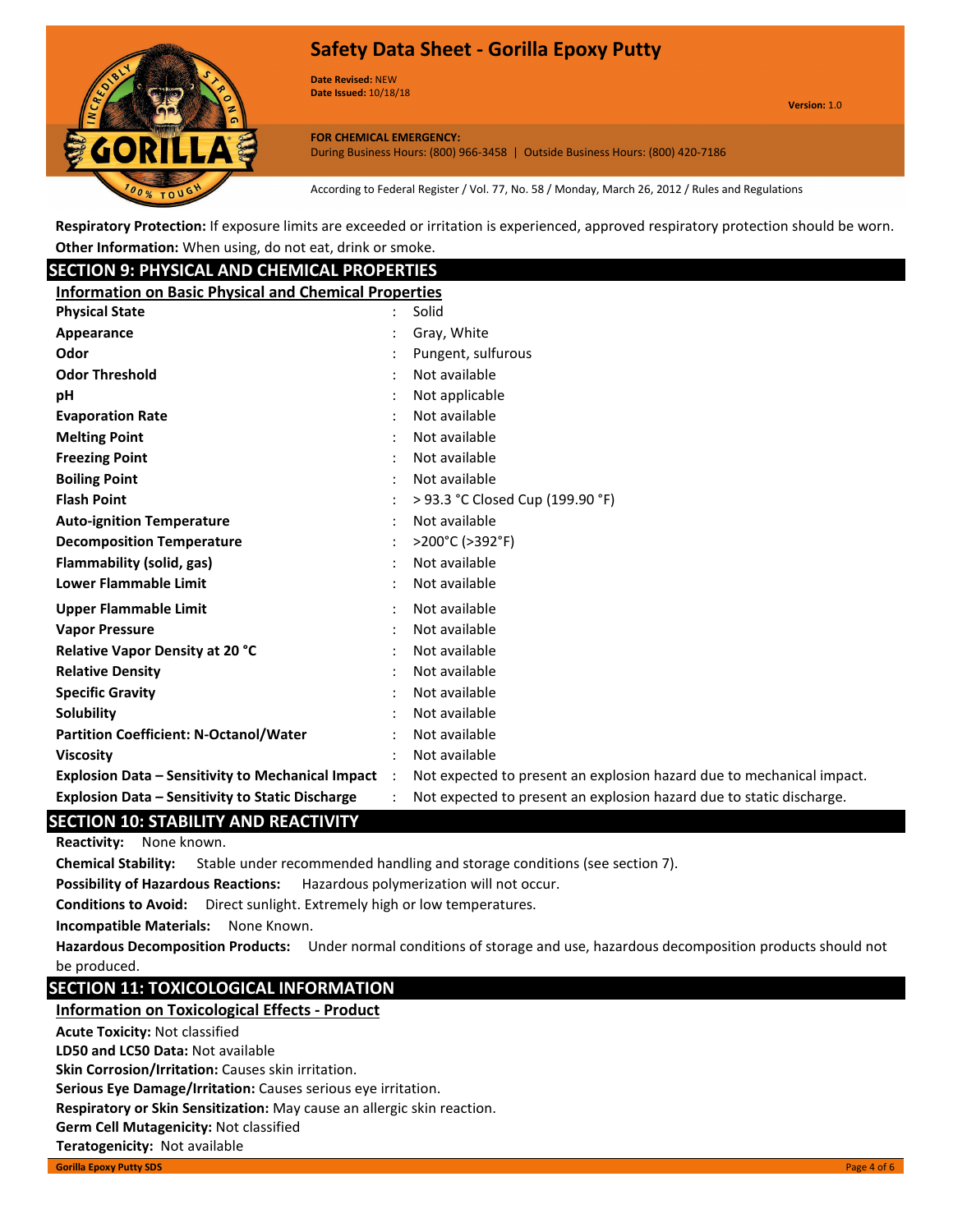**Respiratory Protection:** If exposure limits are exceeded or irritation is experienced, approved respiratory protection should be worn.

**Other Information:** When using, do not eat, drink or smoke.

## SECTION 9: PHYSICAL AND CHEMICAL PROPERTIES

### Information on Basic Physical and Chemical Properties

| Property | Value |
|---|---|
| **Physical State** | Solid |
| **Appearance** | Gray, White |
| **Odor** | Pungent, sulfurous |
| **Odor Threshold** | Not available |
| **pH** | Not applicable |
| **Evaporation Rate** | Not available |
| **Melting Point** | Not available |
| **Freezing Point** | Not available |
| **Boiling Point** | Not available |
| **Flash Point** | > 93.3 °C Closed Cup (199.90 °F) |
| **Auto-ignition Temperature** | Not available |
| **Decomposition Temperature** | >200°C (>392°F) |
| **Flammability (solid, gas)** | Not available |
| **Lower Flammable Limit** | Not available |
| **Upper Flammable Limit** | Not available |
| **Vapor Pressure** | Not available |
| **Relative Vapor Density at 20 °C** | Not available |
| **Relative Density** | Not available |
| **Specific Gravity** | Not available |
| **Solubility** | Not available |
| **Partition Coefficient: N-Octanol/Water** | Not available |
| **Viscosity** | Not available |
| **Explosion Data – Sensitivity to Mechanical Impact** | Not expected to present an explosion hazard due to mechanical impact. |
| **Explosion Data – Sensitivity to Static Discharge** | Not expected to present an explosion hazard due to static discharge. |

## SECTION 10: STABILITY AND REACTIVITY

**Reactivity:** None known.

**Chemical Stability:** Stable under recommended handling and storage conditions (see section 7).

**Possibility of Hazardous Reactions:** Hazardous polymerization will not occur.

**Conditions to Avoid:** Direct sunlight. Extremely high or low temperatures.

**Incompatible Materials:** None Known.

**Hazardous Decomposition Products:** Under normal conditions of storage and use, hazardous decomposition products should not be produced.

## SECTION 11: TOXICOLOGICAL INFORMATION

### Information on Toxicological Effects - Product

**Acute Toxicity:** Not classified

**LD50 and LC50 Data:** Not available

**Skin Corrosion/Irritation:** Causes skin irritation.

**Serious Eye Damage/Irritation:** Causes serious eye irritation.

**Respiratory or Skin Sensitization:** May cause an allergic skin reaction.

**Germ Cell Mutagenicity:** Not classified

**Teratogenicity:** Not available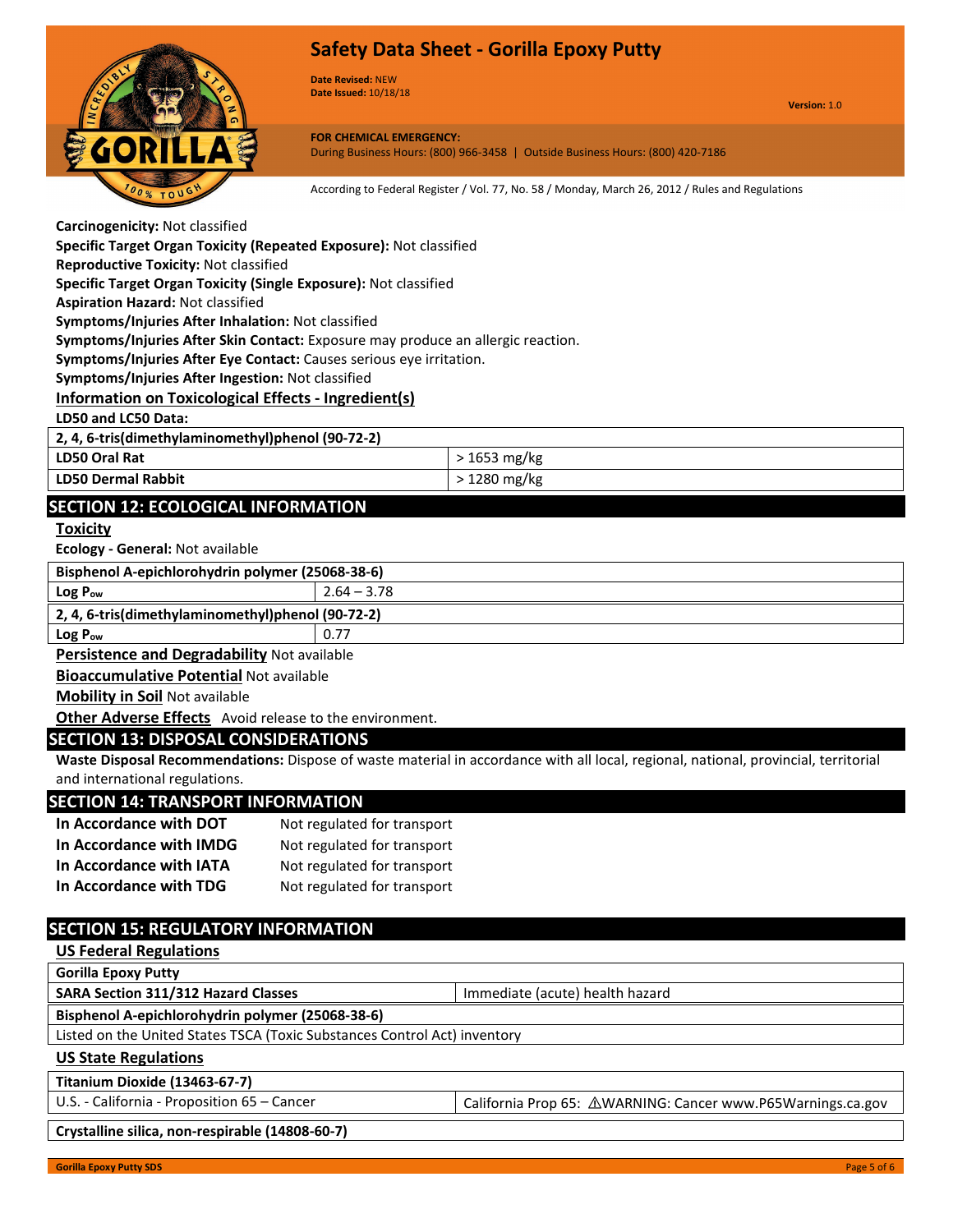**Carcinogenicity:** Not classified
**Specific Target Organ Toxicity (Repeated Exposure):** Not classified
**Reproductive Toxicity:** Not classified
**Specific Target Organ Toxicity (Single Exposure):** Not classified
**Aspiration Hazard:** Not classified
**Symptoms/Injuries After Inhalation:** Not classified
**Symptoms/Injuries After Skin Contact:** Exposure may produce an allergic reaction.
**Symptoms/Injuries After Eye Contact:** Causes serious eye irritation.
**Symptoms/Injuries After Ingestion:** Not classified

### Information on Toxicological Effects - Ingredient(s)

**LD50 and LC50 Data:**

| 2, 4, 6-tris(dimethylaminomethyl)phenol (90-72-2) | |
|---|---|
| LD50 Oral Rat | > 1653 mg/kg |
| LD50 Dermal Rabbit | > 1280 mg/kg |

## SECTION 12: ECOLOGICAL INFORMATION

### Toxicity

**Ecology - General:** Not available

| Bisphenol A-epichlorohydrin polymer (25068-38-6) | |
|---|---|
| Log $P_{ow}$ | 2.64 – 3.78 |
| **2, 4, 6-tris(dimethylaminomethyl)phenol (90-72-2)** | |
| Log $P_{ow}$ | 0.77 |

**Persistence and Degradability** Not available

**Bioaccumulative Potential** Not available

**Mobility in Soil** Not available

**Other Adverse Effects** Avoid release to the environment.

## SECTION 13: DISPOSAL CONSIDERATIONS

**Waste Disposal Recommendations:** Dispose of waste material in accordance with all local, regional, national, provincial, territorial and international regulations.

## SECTION 14: TRANSPORT INFORMATION

| | |
|---|---|
| **In Accordance with DOT** | Not regulated for transport |
| **In Accordance with IMDG** | Not regulated for transport |
| **In Accordance with IATA** | Not regulated for transport |
| **In Accordance with TDG** | Not regulated for transport |

## SECTION 15: REGULATORY INFORMATION

### US Federal Regulations

| Gorilla Epoxy Putty | |
|---|---|
| SARA Section 311/312 Hazard Classes | Immediate (acute) health hazard |

| Bisphenol A-epichlorohydrin polymer (25068-38-6) |
|---|
| Listed on the United States TSCA (Toxic Substances Control Act) inventory |

### US State Regulations

| Titanium Dioxide (13463-67-7) | |
|---|---|
| U.S. - California - Proposition 65 – Cancer | California Prop 65: ⚠WARNING: Cancer www.P65Warnings.ca.gov |

| Crystalline silica, non-respirable (14808-60-7) |
|---|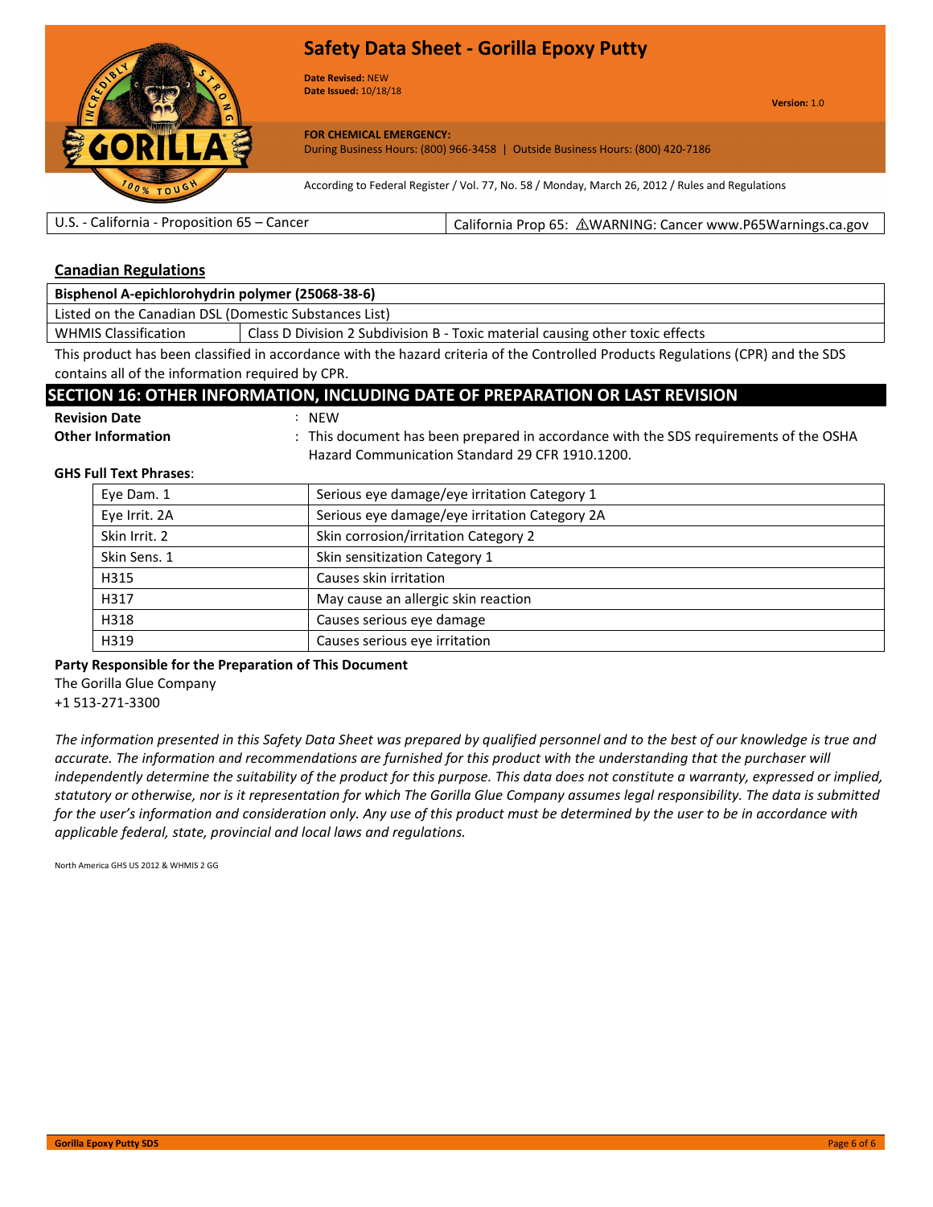| | |
|---|---|
| U.S. - California - Proposition 65 – Cancer | California Prop 65: ⚠WARNING: Cancer www.P65Warnings.ca.gov |

## Canadian Regulations

| Bisphenol A-epichlorohydrin polymer (25068-38-6) | |
|---|---|
| Listed on the Canadian DSL (Domestic Substances List) | |
| WHMIS Classification | Class D Division 2 Subdivision B - Toxic material causing other toxic effects |

This product has been classified in accordance with the hazard criteria of the Controlled Products Regulations (CPR) and the SDS contains all of the information required by CPR.

## SECTION 16: OTHER INFORMATION, INCLUDING DATE OF PREPARATION OR LAST REVISION

**Revision Date** : NEW

**Other Information** : This document has been prepared in accordance with the SDS requirements of the OSHA Hazard Communication Standard 29 CFR 1910.1200.

**GHS Full Text Phrases**:

| | |
|---|---|
| Eye Dam. 1 | Serious eye damage/eye irritation Category 1 |
| Eye Irrit. 2A | Serious eye damage/eye irritation Category 2A |
| Skin Irrit. 2 | Skin corrosion/irritation Category 2 |
| Skin Sens. 1 | Skin sensitization Category 1 |
| H315 | Causes skin irritation |
| H317 | May cause an allergic skin reaction |
| H318 | Causes serious eye damage |
| H319 | Causes serious eye irritation |

**Party Responsible for the Preparation of This Document**

The Gorilla Glue Company

+1 513-271-3300

*The information presented in this Safety Data Sheet was prepared by qualified personnel and to the best of our knowledge is true and accurate. The information and recommendations are furnished for this product with the understanding that the purchaser will independently determine the suitability of the product for this purpose. This data does not constitute a warranty, expressed or implied, statutory or otherwise, nor is it representation for which The Gorilla Glue Company assumes legal responsibility. The data is submitted for the user's information and consideration only. Any use of this product must be determined by the user to be in accordance with applicable federal, state, provincial and local laws and regulations.*

North America GHS US 2012 & WHMIS 2 GG